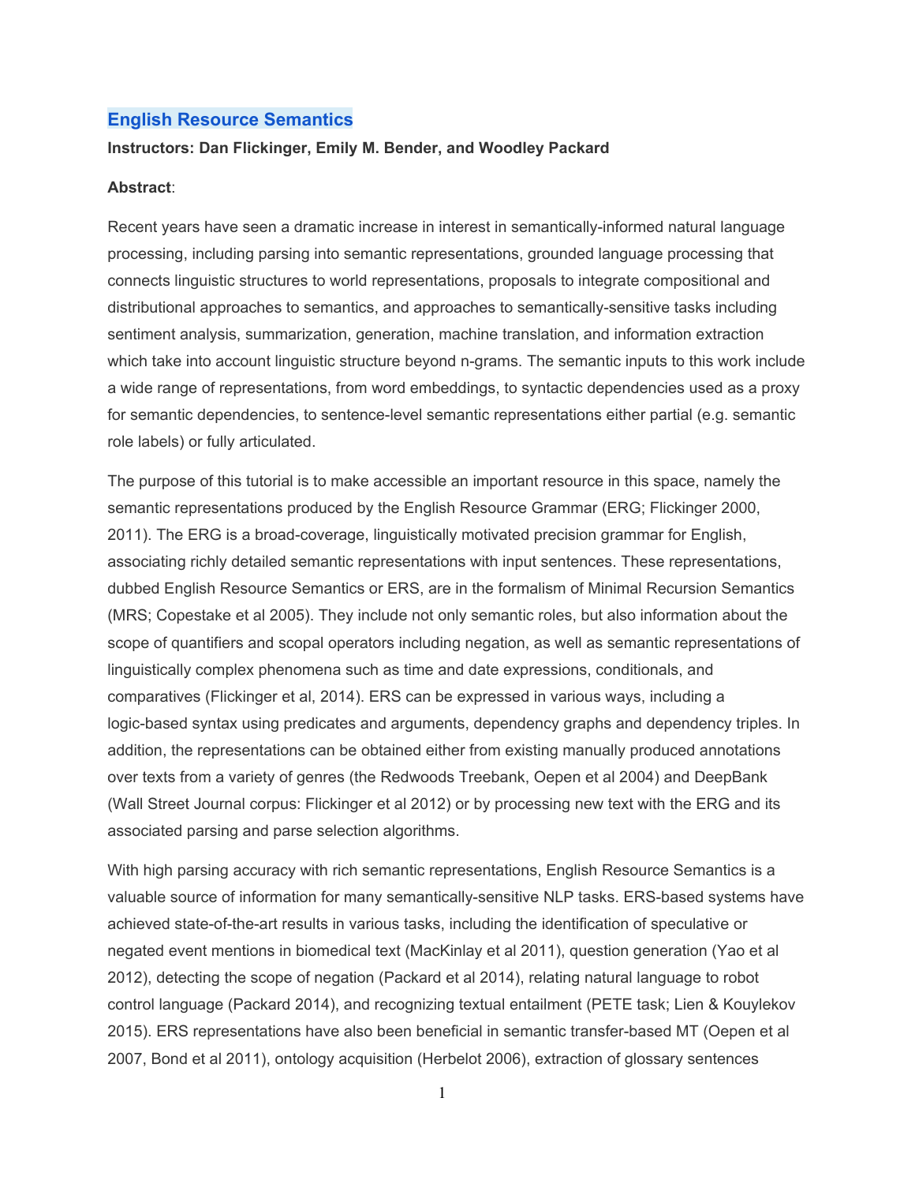# English Resource Semantics

**Instructors: Dan Flickinger, Emily M. Bender, and Woodley Packard**

**Abstract**:

Recent years have seen a dramatic increase in interest in semantically-informed natural language processing, including parsing into semantic representations, grounded language processing that connects linguistic structures to world representations, proposals to integrate compositional and distributional approaches to semantics, and approaches to semantically-sensitive tasks including sentiment analysis, summarization, generation, machine translation, and information extraction which take into account linguistic structure beyond n-grams. The semantic inputs to this work include a wide range of representations, from word embeddings, to syntactic dependencies used as a proxy for semantic dependencies, to sentence-level semantic representations either partial (e.g. semantic role labels) or fully articulated.

The purpose of this tutorial is to make accessible an important resource in this space, namely the semantic representations produced by the English Resource Grammar (ERG; Flickinger 2000, 2011). The ERG is a broad-coverage, linguistically motivated precision grammar for English, associating richly detailed semantic representations with input sentences. These representations, dubbed English Resource Semantics or ERS, are in the formalism of Minimal Recursion Semantics (MRS; Copestake et al 2005). They include not only semantic roles, but also information about the scope of quantifiers and scopal operators including negation, as well as semantic representations of linguistically complex phenomena such as time and date expressions, conditionals, and comparatives (Flickinger et al, 2014). ERS can be expressed in various ways, including a logic-based syntax using predicates and arguments, dependency graphs and dependency triples. In addition, the representations can be obtained either from existing manually produced annotations over texts from a variety of genres (the Redwoods Treebank, Oepen et al 2004) and DeepBank (Wall Street Journal corpus: Flickinger et al 2012) or by processing new text with the ERG and its associated parsing and parse selection algorithms.

With high parsing accuracy with rich semantic representations, English Resource Semantics is a valuable source of information for many semantically-sensitive NLP tasks. ERS-based systems have achieved state-of-the-art results in various tasks, including the identification of speculative or negated event mentions in biomedical text (MacKinlay et al 2011), question generation (Yao et al 2012), detecting the scope of negation (Packard et al 2014), relating natural language to robot control language (Packard 2014), and recognizing textual entailment (PETE task; Lien & Kouylekov 2015). ERS representations have also been beneficial in semantic transfer-based MT (Oepen et al 2007, Bond et al 2011), ontology acquisition (Herbelot 2006), extraction of glossary sentences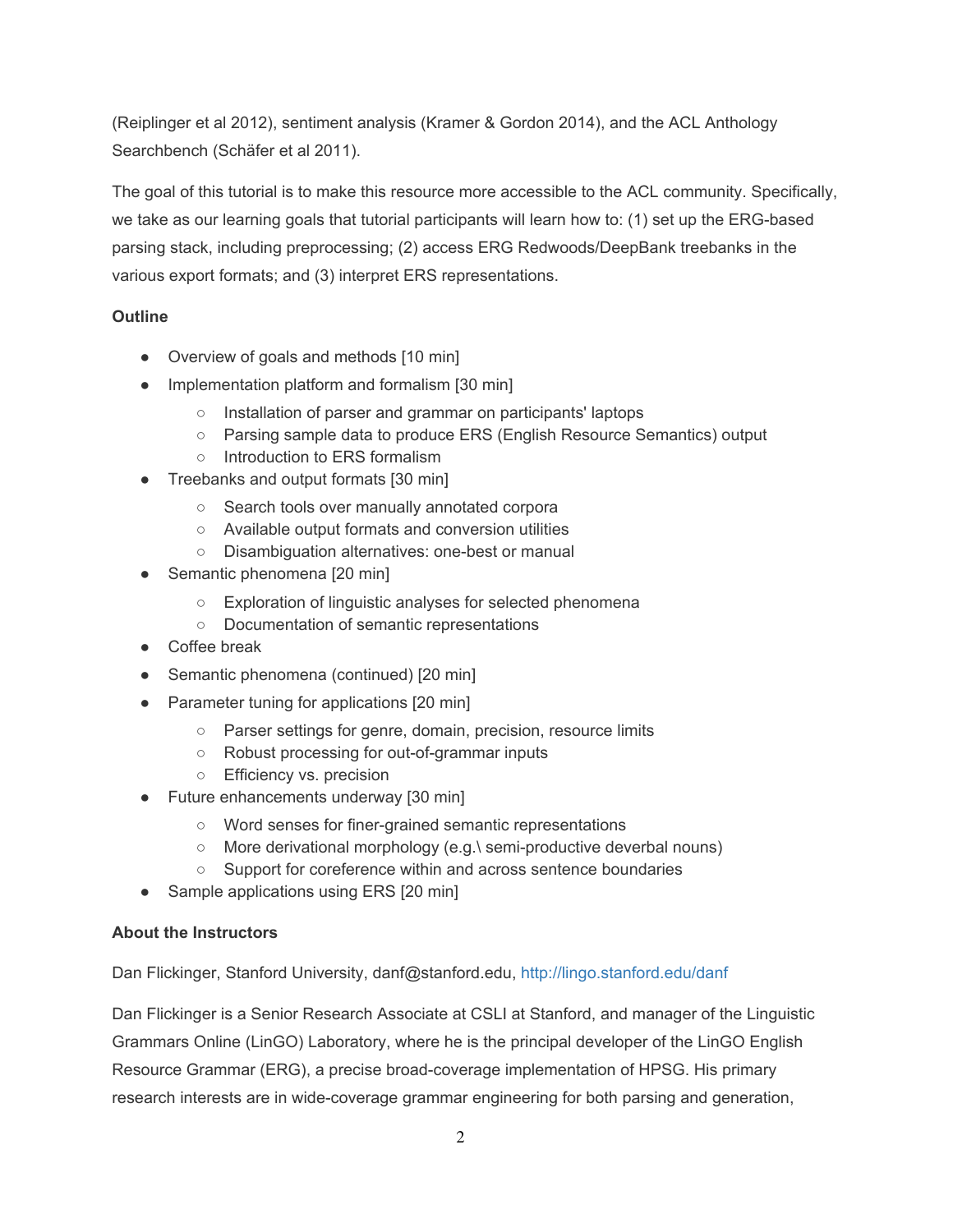(Reiplinger et al 2012), sentiment analysis (Kramer & Gordon 2014), and the ACL Anthology Searchbench (Schäfer et al 2011).

The goal of this tutorial is to make this resource more accessible to the ACL community. Specifically, we take as our learning goals that tutorial participants will learn how to: (1) set up the ERG-based parsing stack, including preprocessing; (2) access ERG Redwoods/DeepBank treebanks in the various export formats; and (3) interpret ERS representations.

**Outline**

- Overview of goals and methods [10 min]
- Implementation platform and formalism [30 min]
    - Installation of parser and grammar on participants' laptops
    - Parsing sample data to produce ERS (English Resource Semantics) output
    - Introduction to ERS formalism
- Treebanks and output formats [30 min]
    - Search tools over manually annotated corpora
    - Available output formats and conversion utilities
    - Disambiguation alternatives: one-best or manual
- Semantic phenomena [20 min]
    - Exploration of linguistic analyses for selected phenomena
    - Documentation of semantic representations
- Coffee break
- Semantic phenomena (continued) [20 min]
- Parameter tuning for applications [20 min]
    - Parser settings for genre, domain, precision, resource limits
    - Robust processing for out-of-grammar inputs
    - Efficiency vs. precision
- Future enhancements underway [30 min]
    - Word senses for finer-grained semantic representations
    - More derivational morphology (e.g.\ semi-productive deverbal nouns)
    - Support for coreference within and across sentence boundaries
- Sample applications using ERS [20 min]

**About the Instructors**

Dan Flickinger, Stanford University, danf@stanford.edu, http://lingo.stanford.edu/danf

Dan Flickinger is a Senior Research Associate at CSLI at Stanford, and manager of the Linguistic Grammars Online (LinGO) Laboratory, where he is the principal developer of the LinGO English Resource Grammar (ERG), a precise broad-coverage implementation of HPSG. His primary research interests are in wide-coverage grammar engineering for both parsing and generation,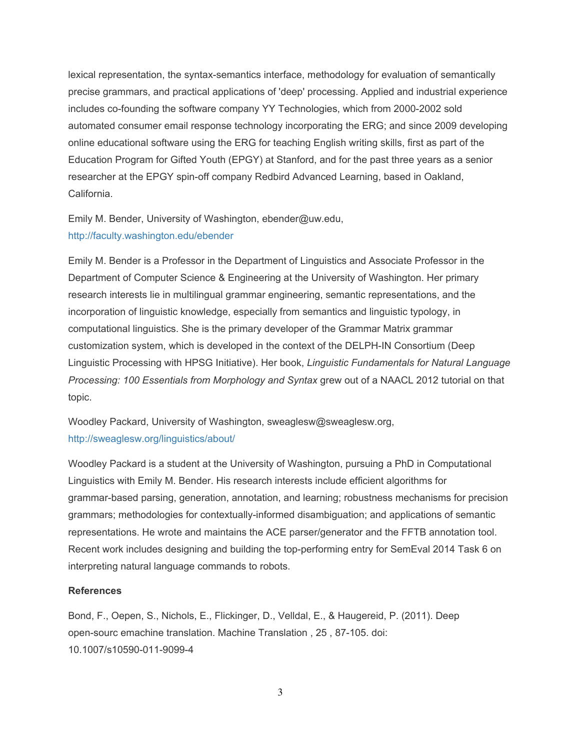lexical representation, the syntax-semantics interface, methodology for evaluation of semantically precise grammars, and practical applications of 'deep' processing. Applied and industrial experience includes co-founding the software company YY Technologies, which from 2000-2002 sold automated consumer email response technology incorporating the ERG; and since 2009 developing online educational software using the ERG for teaching English writing skills, first as part of the Education Program for Gifted Youth (EPGY) at Stanford, and for the past three years as a senior researcher at the EPGY spin-off company Redbird Advanced Learning, based in Oakland, California.

Emily M. Bender, University of Washington, ebender@uw.edu, http://faculty.washington.edu/ebender

Emily M. Bender is a Professor in the Department of Linguistics and Associate Professor in the Department of Computer Science & Engineering at the University of Washington. Her primary research interests lie in multilingual grammar engineering, semantic representations, and the incorporation of linguistic knowledge, especially from semantics and linguistic typology, in computational linguistics. She is the primary developer of the Grammar Matrix grammar customization system, which is developed in the context of the DELPH-IN Consortium (Deep Linguistic Processing with HPSG Initiative). Her book, *Linguistic Fundamentals for Natural Language Processing: 100 Essentials from Morphology and Syntax* grew out of a NAACL 2012 tutorial on that topic.

Woodley Packard, University of Washington, sweaglesw@sweaglesw.org, http://sweaglesw.org/linguistics/about/

Woodley Packard is a student at the University of Washington, pursuing a PhD in Computational Linguistics with Emily M. Bender. His research interests include efficient algorithms for grammar-based parsing, generation, annotation, and learning; robustness mechanisms for precision grammars; methodologies for contextually-informed disambiguation; and applications of semantic representations. He wrote and maintains the ACE parser/generator and the FFTB annotation tool. Recent work includes designing and building the top-performing entry for SemEval 2014 Task 6 on interpreting natural language commands to robots.

**References**

Bond, F., Oepen, S., Nichols, E., Flickinger, D., Velldal, E., & Haugereid, P. (2011). Deep open-sourc emachine translation. Machine Translation , 25 , 87-105. doi: 10.1007/s10590-011-9099-4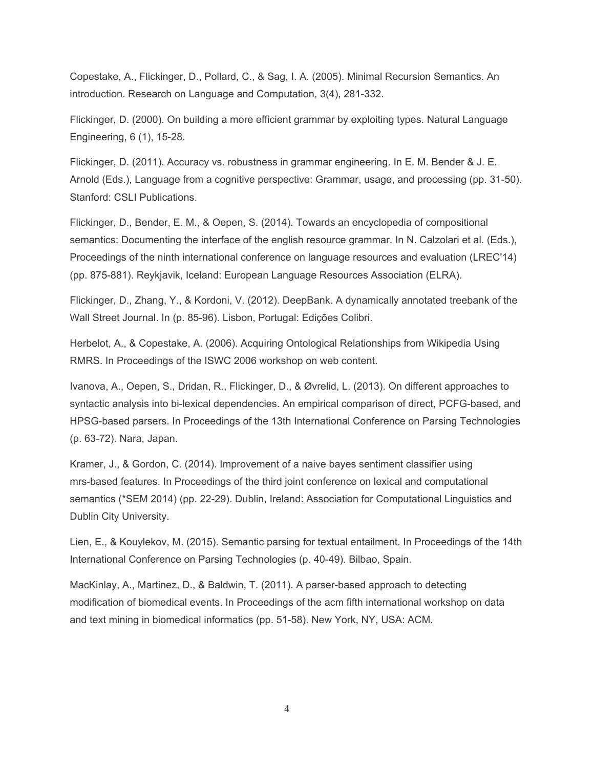Copestake, A., Flickinger, D., Pollard, C., & Sag, I. A. (2005). Minimal Recursion Semantics. An introduction. Research on Language and Computation, 3(4), 281-332.

Flickinger, D. (2000). On building a more efficient grammar by exploiting types. Natural Language Engineering, 6 (1), 15-28.

Flickinger, D. (2011). Accuracy vs. robustness in grammar engineering. In E. M. Bender & J. E. Arnold (Eds.), Language from a cognitive perspective: Grammar, usage, and processing (pp. 31-50). Stanford: CSLI Publications.

Flickinger, D., Bender, E. M., & Oepen, S. (2014). Towards an encyclopedia of compositional semantics: Documenting the interface of the english resource grammar. In N. Calzolari et al. (Eds.), Proceedings of the ninth international conference on language resources and evaluation (LREC'14) (pp. 875-881). Reykjavik, Iceland: European Language Resources Association (ELRA).

Flickinger, D., Zhang, Y., & Kordoni, V. (2012). DeepBank. A dynamically annotated treebank of the Wall Street Journal. In (p. 85-96). Lisbon, Portugal: Edições Colibri.

Herbelot, A., & Copestake, A. (2006). Acquiring Ontological Relationships from Wikipedia Using RMRS. In Proceedings of the ISWC 2006 workshop on web content.

Ivanova, A., Oepen, S., Dridan, R., Flickinger, D., & Øvrelid, L. (2013). On different approaches to syntactic analysis into bi-lexical dependencies. An empirical comparison of direct, PCFG-based, and HPSG-based parsers. In Proceedings of the 13th International Conference on Parsing Technologies (p. 63-72). Nara, Japan.

Kramer, J., & Gordon, C. (2014). Improvement of a naive bayes sentiment classifier using mrs-based features. In Proceedings of the third joint conference on lexical and computational semantics (*SEM 2014) (pp. 22-29). Dublin, Ireland: Association for Computational Linguistics and Dublin City University.

Lien, E., & Kouylekov, M. (2015). Semantic parsing for textual entailment. In Proceedings of the 14th International Conference on Parsing Technologies (p. 40-49). Bilbao, Spain.

MacKinlay, A., Martinez, D., & Baldwin, T. (2011). A parser-based approach to detecting modification of biomedical events. In Proceedings of the acm fifth international workshop on data and text mining in biomedical informatics (pp. 51-58). New York, NY, USA: ACM.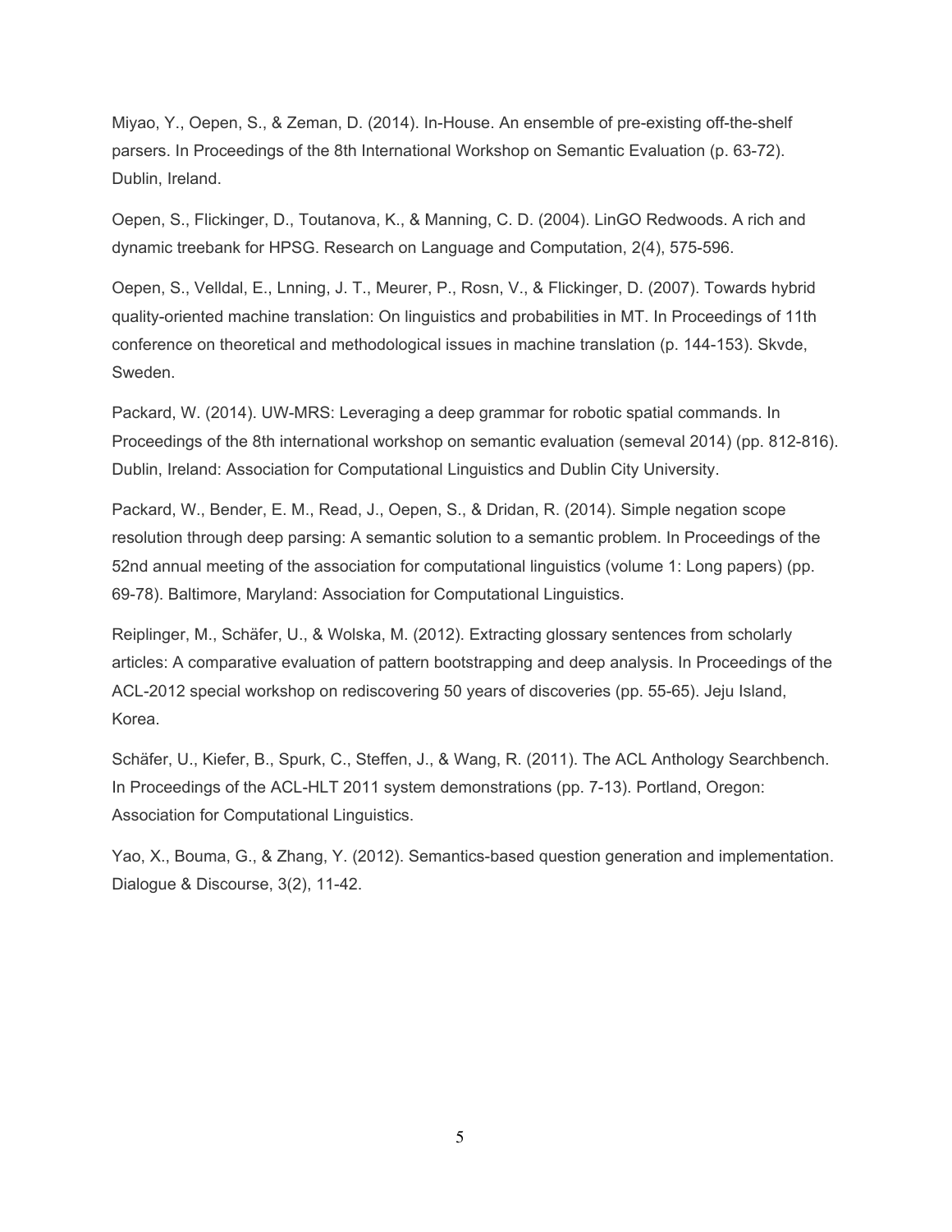Miyao, Y., Oepen, S., & Zeman, D. (2014). In-House. An ensemble of pre-existing off-the-shelf parsers. In Proceedings of the 8th International Workshop on Semantic Evaluation (p. 63-72). Dublin, Ireland.

Oepen, S., Flickinger, D., Toutanova, K., & Manning, C. D. (2004). LinGO Redwoods. A rich and dynamic treebank for HPSG. Research on Language and Computation, 2(4), 575-596.

Oepen, S., Velldal, E., Lnning, J. T., Meurer, P., Rosn, V., & Flickinger, D. (2007). Towards hybrid quality-oriented machine translation: On linguistics and probabilities in MT. In Proceedings of 11th conference on theoretical and methodological issues in machine translation (p. 144-153). Skvde, Sweden.

Packard, W. (2014). UW-MRS: Leveraging a deep grammar for robotic spatial commands. In Proceedings of the 8th international workshop on semantic evaluation (semeval 2014) (pp. 812-816). Dublin, Ireland: Association for Computational Linguistics and Dublin City University.

Packard, W., Bender, E. M., Read, J., Oepen, S., & Dridan, R. (2014). Simple negation scope resolution through deep parsing: A semantic solution to a semantic problem. In Proceedings of the 52nd annual meeting of the association for computational linguistics (volume 1: Long papers) (pp. 69-78). Baltimore, Maryland: Association for Computational Linguistics.

Reiplinger, M., Schäfer, U., & Wolska, M. (2012). Extracting glossary sentences from scholarly articles: A comparative evaluation of pattern bootstrapping and deep analysis. In Proceedings of the ACL-2012 special workshop on rediscovering 50 years of discoveries (pp. 55-65). Jeju Island, Korea.

Schäfer, U., Kiefer, B., Spurk, C., Steffen, J., & Wang, R. (2011). The ACL Anthology Searchbench. In Proceedings of the ACL-HLT 2011 system demonstrations (pp. 7-13). Portland, Oregon: Association for Computational Linguistics.

Yao, X., Bouma, G., & Zhang, Y. (2012). Semantics-based question generation and implementation. Dialogue & Discourse, 3(2), 11-42.